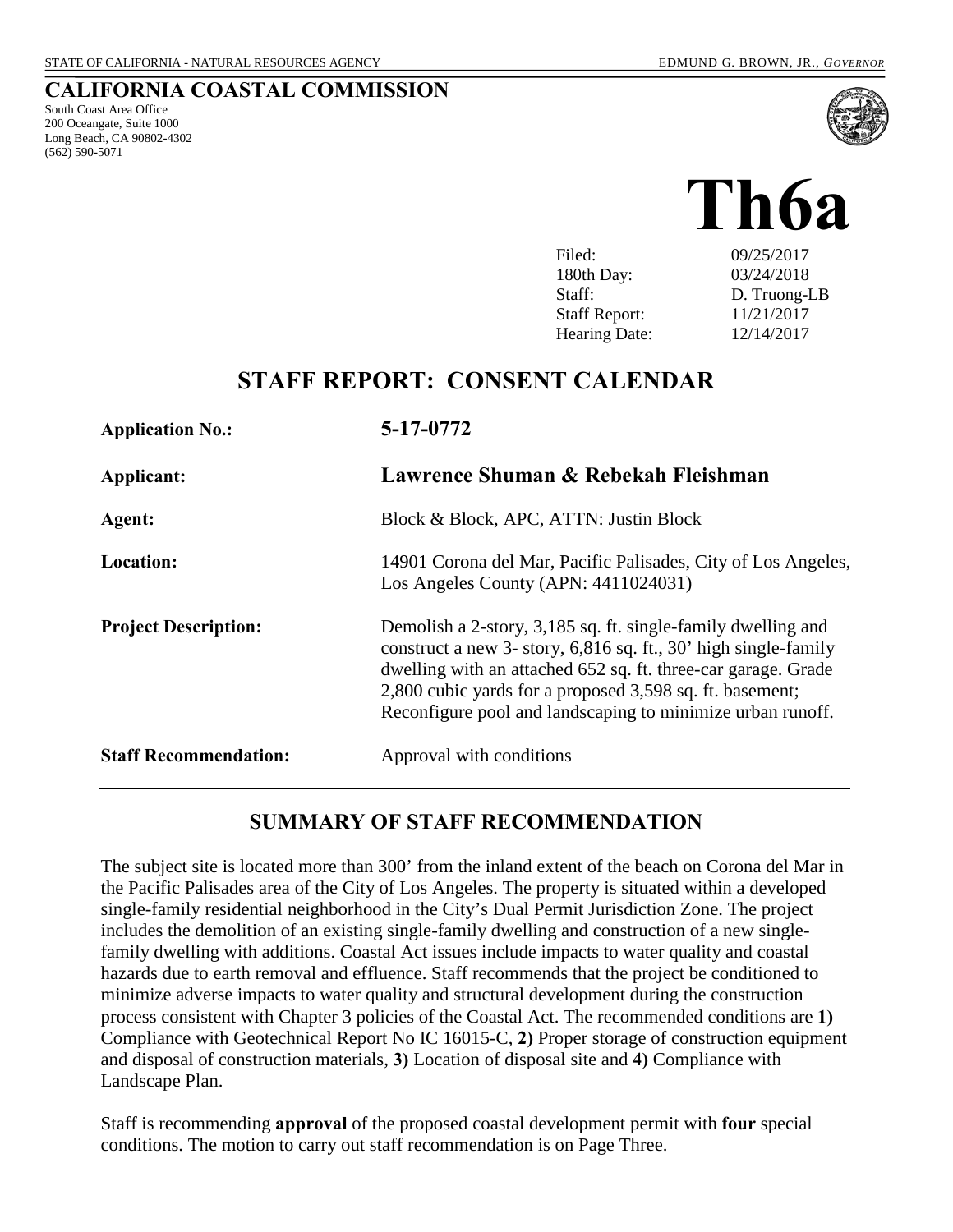STATE OF CALIFORNIA - NATURAL RESOURCES AGENCY EDMUND G. BROWN, JR., *GOVERNOR*

# CALIFORNIA COASTAL COMMISSION

South Coast Area Office
200 Oceangate, Suite 1000
Long Beach, CA 90802-4302
(562) 590-5071

# Th6a

| | |
|---|---|
| Filed: | 09/25/2017 |
| 180th Day: | 03/24/2018 |
| Staff: | D. Truong-LB |
| Staff Report: | 11/21/2017 |
| Hearing Date: | 12/14/2017 |

## STAFF REPORT: CONSENT CALENDAR

| | |
|---|---|
| **Application No.:** | **5-17-0772** |
| **Applicant:** | **Lawrence Shuman & Rebekah Fleishman** |
| **Agent:** | Block & Block, APC, ATTN: Justin Block |
| **Location:** | 14901 Corona del Mar, Pacific Palisades, City of Los Angeles, Los Angeles County (APN: 4411024031) |
| **Project Description:** | Demolish a 2-story, 3,185 sq. ft. single-family dwelling and construct a new 3- story, 6,816 sq. ft., 30' high single-family dwelling with an attached 652 sq. ft. three-car garage. Grade 2,800 cubic yards for a proposed 3,598 sq. ft. basement; Reconfigure pool and landscaping to minimize urban runoff. |
| **Staff Recommendation:** | Approval with conditions |

## SUMMARY OF STAFF RECOMMENDATION

The subject site is located more than 300' from the inland extent of the beach on Corona del Mar in the Pacific Palisades area of the City of Los Angeles. The property is situated within a developed single-family residential neighborhood in the City's Dual Permit Jurisdiction Zone. The project includes the demolition of an existing single-family dwelling and construction of a new single-family dwelling with additions. Coastal Act issues include impacts to water quality and coastal hazards due to earth removal and effluence. Staff recommends that the project be conditioned to minimize adverse impacts to water quality and structural development during the construction process consistent with Chapter 3 policies of the Coastal Act. The recommended conditions are **1)** Compliance with Geotechnical Report No IC 16015-C, **2)** Proper storage of construction equipment and disposal of construction materials, **3)** Location of disposal site and **4)** Compliance with Landscape Plan.

Staff is recommending **approval** of the proposed coastal development permit with **four** special conditions. The motion to carry out staff recommendation is on Page Three.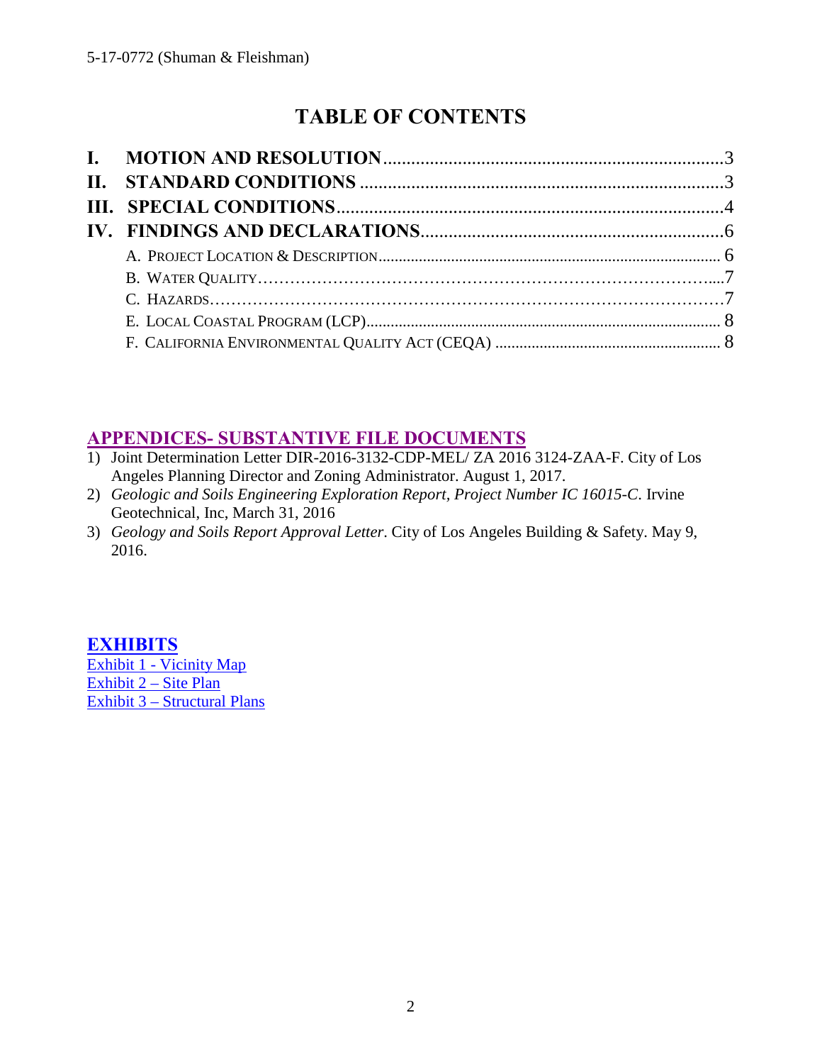# TABLE OF CONTENTS

**I. MOTION AND RESOLUTION** ........................................................................3

**II. STANDARD CONDITIONS** ..........................................................................3

**III. SPECIAL CONDITIONS** ..............................................................................4

**IV. FINDINGS AND DECLARATIONS** ..............................................................6

- A. PROJECT LOCATION & DESCRIPTION ................................................................ 6
- B. WATER QUALITY ........................................................................................7
- C. HAZARDS ...................................................................................................7
- E. LOCAL COASTAL PROGRAM (LCP) ...................................................................... 8
- F. CALIFORNIA ENVIRONMENTAL QUALITY ACT (CEQA) ....................................... 8

## APPENDICES- SUBSTANTIVE FILE DOCUMENTS

1) Joint Determination Letter DIR-2016-3132-CDP-MEL/ ZA 2016 3124-ZAA-F. City of Los Angeles Planning Director and Zoning Administrator. August 1, 2017.
2) *Geologic and Soils Engineering Exploration Report, Project Number IC 16015-C*. Irvine Geotechnical, Inc, March 31, 2016
3) *Geology and Soils Report Approval Letter*. City of Los Angeles Building & Safety. May 9, 2016.

## EXHIBITS

Exhibit 1 - Vicinity Map
Exhibit 2 – Site Plan
Exhibit 3 – Structural Plans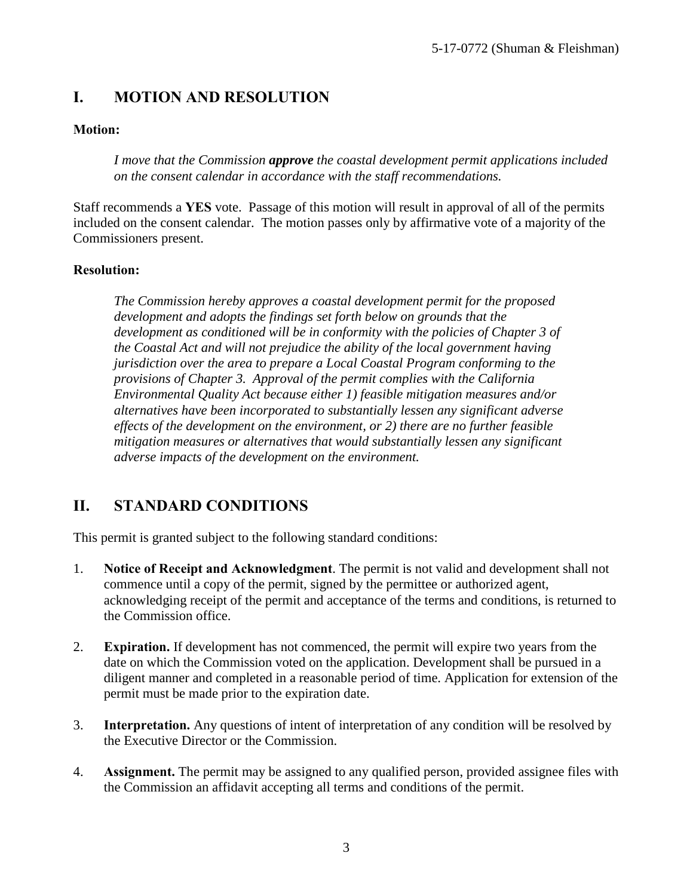## I. MOTION AND RESOLUTION

**Motion:**

> *I move that the Commission **approve** the coastal development permit applications included on the consent calendar in accordance with the staff recommendations.*

Staff recommends a **YES** vote. Passage of this motion will result in approval of all of the permits included on the consent calendar. The motion passes only by affirmative vote of a majority of the Commissioners present.

**Resolution:**

> *The Commission hereby approves a coastal development permit for the proposed development and adopts the findings set forth below on grounds that the development as conditioned will be in conformity with the policies of Chapter 3 of the Coastal Act and will not prejudice the ability of the local government having jurisdiction over the area to prepare a Local Coastal Program conforming to the provisions of Chapter 3. Approval of the permit complies with the California Environmental Quality Act because either 1) feasible mitigation measures and/or alternatives have been incorporated to substantially lessen any significant adverse effects of the development on the environment, or 2) there are no further feasible mitigation measures or alternatives that would substantially lessen any significant adverse impacts of the development on the environment.*

## II. STANDARD CONDITIONS

This permit is granted subject to the following standard conditions:

1. **Notice of Receipt and Acknowledgment**. The permit is not valid and development shall not commence until a copy of the permit, signed by the permittee or authorized agent, acknowledging receipt of the permit and acceptance of the terms and conditions, is returned to the Commission office.

2. **Expiration.** If development has not commenced, the permit will expire two years from the date on which the Commission voted on the application. Development shall be pursued in a diligent manner and completed in a reasonable period of time. Application for extension of the permit must be made prior to the expiration date.

3. **Interpretation.** Any questions of intent of interpretation of any condition will be resolved by the Executive Director or the Commission.

4. **Assignment.** The permit may be assigned to any qualified person, provided assignee files with the Commission an affidavit accepting all terms and conditions of the permit.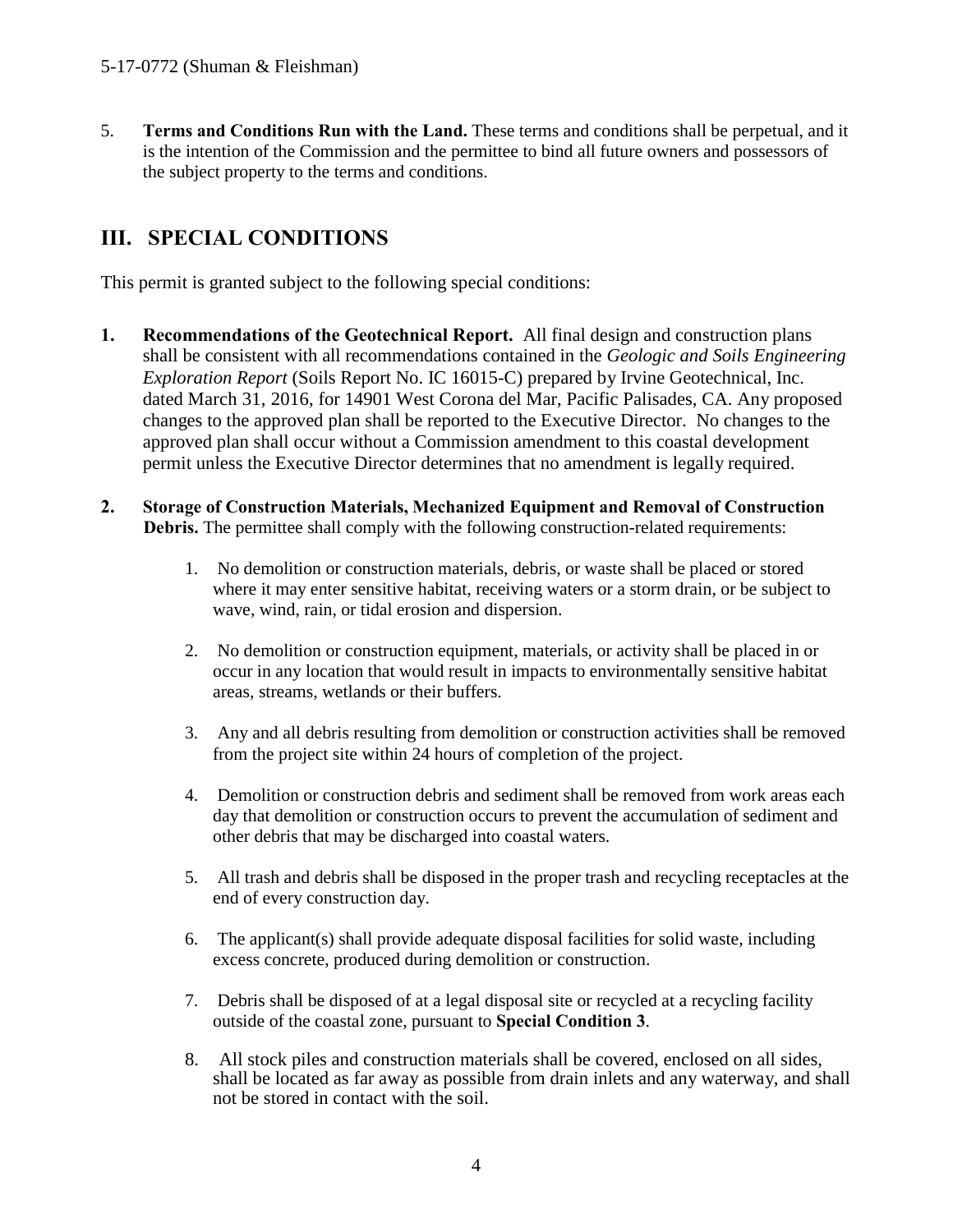5. **Terms and Conditions Run with the Land.** These terms and conditions shall be perpetual, and it is the intention of the Commission and the permittee to bind all future owners and possessors of the subject property to the terms and conditions.

## III. SPECIAL CONDITIONS

This permit is granted subject to the following special conditions:

**1. Recommendations of the Geotechnical Report.** All final design and construction plans shall be consistent with all recommendations contained in the *Geologic and Soils Engineering Exploration Report* (Soils Report No. IC 16015-C) prepared by Irvine Geotechnical, Inc. dated March 31, 2016, for 14901 West Corona del Mar, Pacific Palisades, CA. Any proposed changes to the approved plan shall be reported to the Executive Director. No changes to the approved plan shall occur without a Commission amendment to this coastal development permit unless the Executive Director determines that no amendment is legally required.

**2. Storage of Construction Materials, Mechanized Equipment and Removal of Construction Debris.** The permittee shall comply with the following construction-related requirements:

1. No demolition or construction materials, debris, or waste shall be placed or stored where it may enter sensitive habitat, receiving waters or a storm drain, or be subject to wave, wind, rain, or tidal erosion and dispersion.

2. No demolition or construction equipment, materials, or activity shall be placed in or occur in any location that would result in impacts to environmentally sensitive habitat areas, streams, wetlands or their buffers.

3. Any and all debris resulting from demolition or construction activities shall be removed from the project site within 24 hours of completion of the project.

4. Demolition or construction debris and sediment shall be removed from work areas each day that demolition or construction occurs to prevent the accumulation of sediment and other debris that may be discharged into coastal waters.

5. All trash and debris shall be disposed in the proper trash and recycling receptacles at the end of every construction day.

6. The applicant(s) shall provide adequate disposal facilities for solid waste, including excess concrete, produced during demolition or construction.

7. Debris shall be disposed of at a legal disposal site or recycled at a recycling facility outside of the coastal zone, pursuant to **Special Condition 3**.

8. All stock piles and construction materials shall be covered, enclosed on all sides, shall be located as far away as possible from drain inlets and any waterway, and shall not be stored in contact with the soil.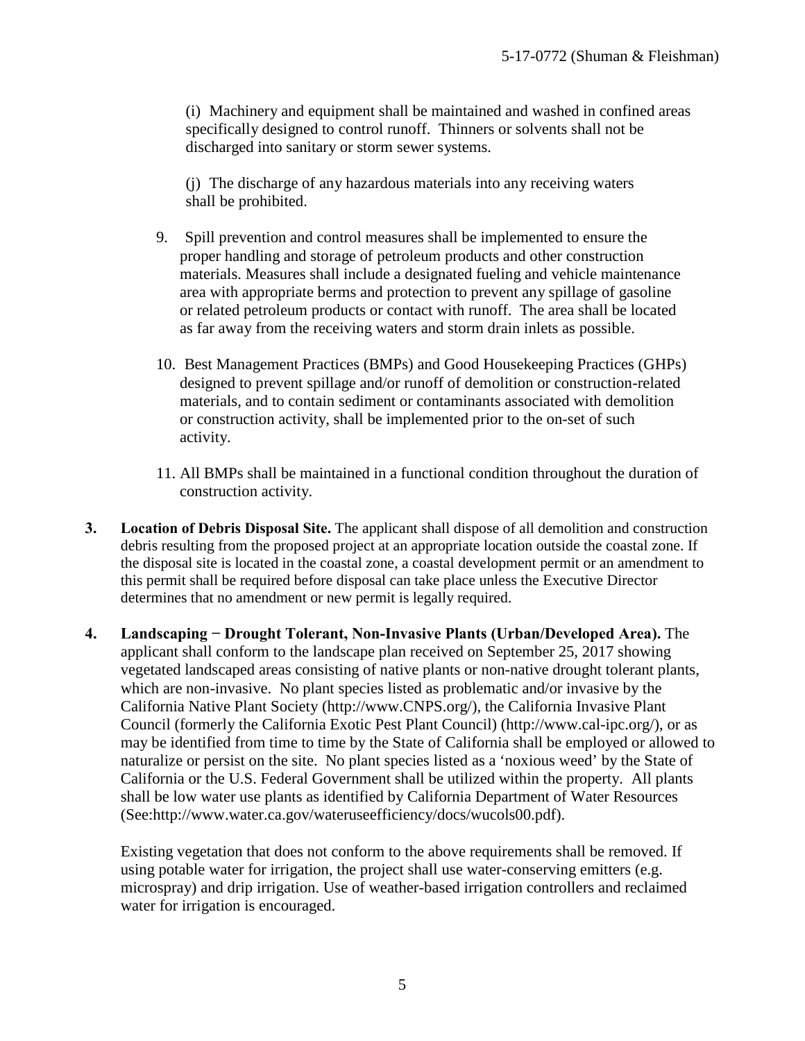(i) Machinery and equipment shall be maintained and washed in confined areas specifically designed to control runoff. Thinners or solvents shall not be discharged into sanitary or storm sewer systems.

(j) The discharge of any hazardous materials into any receiving waters shall be prohibited.

9. Spill prevention and control measures shall be implemented to ensure the proper handling and storage of petroleum products and other construction materials. Measures shall include a designated fueling and vehicle maintenance area with appropriate berms and protection to prevent any spillage of gasoline or related petroleum products or contact with runoff. The area shall be located as far away from the receiving waters and storm drain inlets as possible.

10. Best Management Practices (BMPs) and Good Housekeeping Practices (GHPs) designed to prevent spillage and/or runoff of demolition or construction-related materials, and to contain sediment or contaminants associated with demolition or construction activity, shall be implemented prior to the on-set of such activity.

11. All BMPs shall be maintained in a functional condition throughout the duration of construction activity.

3. **Location of Debris Disposal Site.** The applicant shall dispose of all demolition and construction debris resulting from the proposed project at an appropriate location outside the coastal zone. If the disposal site is located in the coastal zone, a coastal development permit or an amendment to this permit shall be required before disposal can take place unless the Executive Director determines that no amendment or new permit is legally required.

4. **Landscaping − Drought Tolerant, Non-Invasive Plants (Urban/Developed Area).** The applicant shall conform to the landscape plan received on September 25, 2017 showing vegetated landscaped areas consisting of native plants or non-native drought tolerant plants, which are non-invasive. No plant species listed as problematic and/or invasive by the California Native Plant Society (http://www.CNPS.org/), the California Invasive Plant Council (formerly the California Exotic Pest Plant Council) (http://www.cal-ipc.org/), or as may be identified from time to time by the State of California shall be employed or allowed to naturalize or persist on the site. No plant species listed as a 'noxious weed' by the State of California or the U.S. Federal Government shall be utilized within the property. All plants shall be low water use plants as identified by California Department of Water Resources (See:http://www.water.ca.gov/wateruseefficiency/docs/wucols00.pdf).

   Existing vegetation that does not conform to the above requirements shall be removed. If using potable water for irrigation, the project shall use water-conserving emitters (e.g. microspray) and drip irrigation. Use of weather-based irrigation controllers and reclaimed water for irrigation is encouraged.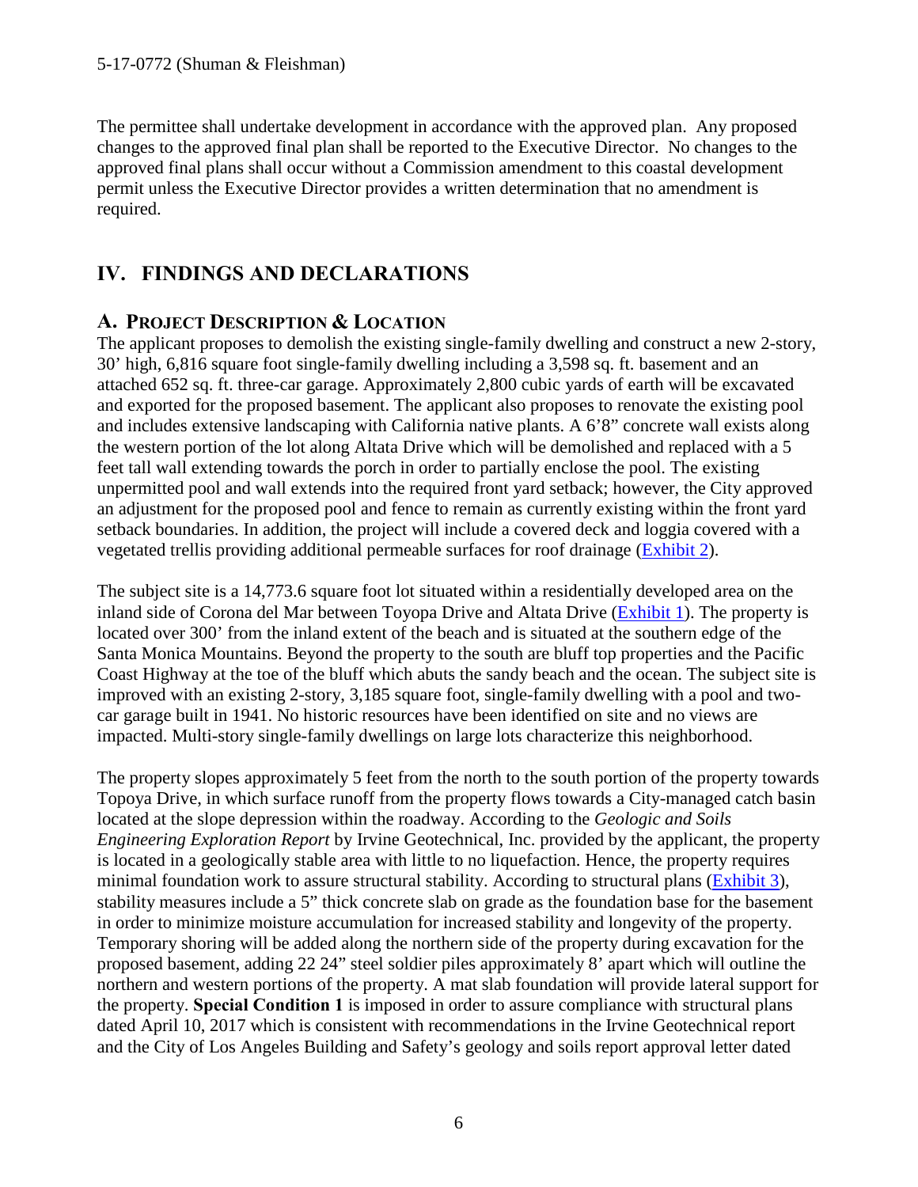The permittee shall undertake development in accordance with the approved plan. Any proposed changes to the approved final plan shall be reported to the Executive Director. No changes to the approved final plans shall occur without a Commission amendment to this coastal development permit unless the Executive Director provides a written determination that no amendment is required.

# IV. FINDINGS AND DECLARATIONS

## A. PROJECT DESCRIPTION & LOCATION

The applicant proposes to demolish the existing single-family dwelling and construct a new 2-story, 30' high, 6,816 square foot single-family dwelling including a 3,598 sq. ft. basement and an attached 652 sq. ft. three-car garage. Approximately 2,800 cubic yards of earth will be excavated and exported for the proposed basement. The applicant also proposes to renovate the existing pool and includes extensive landscaping with California native plants. A 6'8" concrete wall exists along the western portion of the lot along Altata Drive which will be demolished and replaced with a 5 feet tall wall extending towards the porch in order to partially enclose the pool. The existing unpermitted pool and wall extends into the required front yard setback; however, the City approved an adjustment for the proposed pool and fence to remain as currently existing within the front yard setback boundaries. In addition, the project will include a covered deck and loggia covered with a vegetated trellis providing additional permeable surfaces for roof drainage (Exhibit 2).

The subject site is a 14,773.6 square foot lot situated within a residentially developed area on the inland side of Corona del Mar between Toyopa Drive and Altata Drive (Exhibit 1). The property is located over 300' from the inland extent of the beach and is situated at the southern edge of the Santa Monica Mountains. Beyond the property to the south are bluff top properties and the Pacific Coast Highway at the toe of the bluff which abuts the sandy beach and the ocean. The subject site is improved with an existing 2-story, 3,185 square foot, single-family dwelling with a pool and two-car garage built in 1941. No historic resources have been identified on site and no views are impacted. Multi-story single-family dwellings on large lots characterize this neighborhood.

The property slopes approximately 5 feet from the north to the south portion of the property towards Topoya Drive, in which surface runoff from the property flows towards a City-managed catch basin located at the slope depression within the roadway. According to the *Geologic and Soils Engineering Exploration Report* by Irvine Geotechnical, Inc. provided by the applicant, the property is located in a geologically stable area with little to no liquefaction. Hence, the property requires minimal foundation work to assure structural stability. According to structural plans (Exhibit 3), stability measures include a 5" thick concrete slab on grade as the foundation base for the basement in order to minimize moisture accumulation for increased stability and longevity of the property. Temporary shoring will be added along the northern side of the property during excavation for the proposed basement, adding 22 24" steel soldier piles approximately 8' apart which will outline the northern and western portions of the property. A mat slab foundation will provide lateral support for the property. **Special Condition 1** is imposed in order to assure compliance with structural plans dated April 10, 2017 which is consistent with recommendations in the Irvine Geotechnical report and the City of Los Angeles Building and Safety's geology and soils report approval letter dated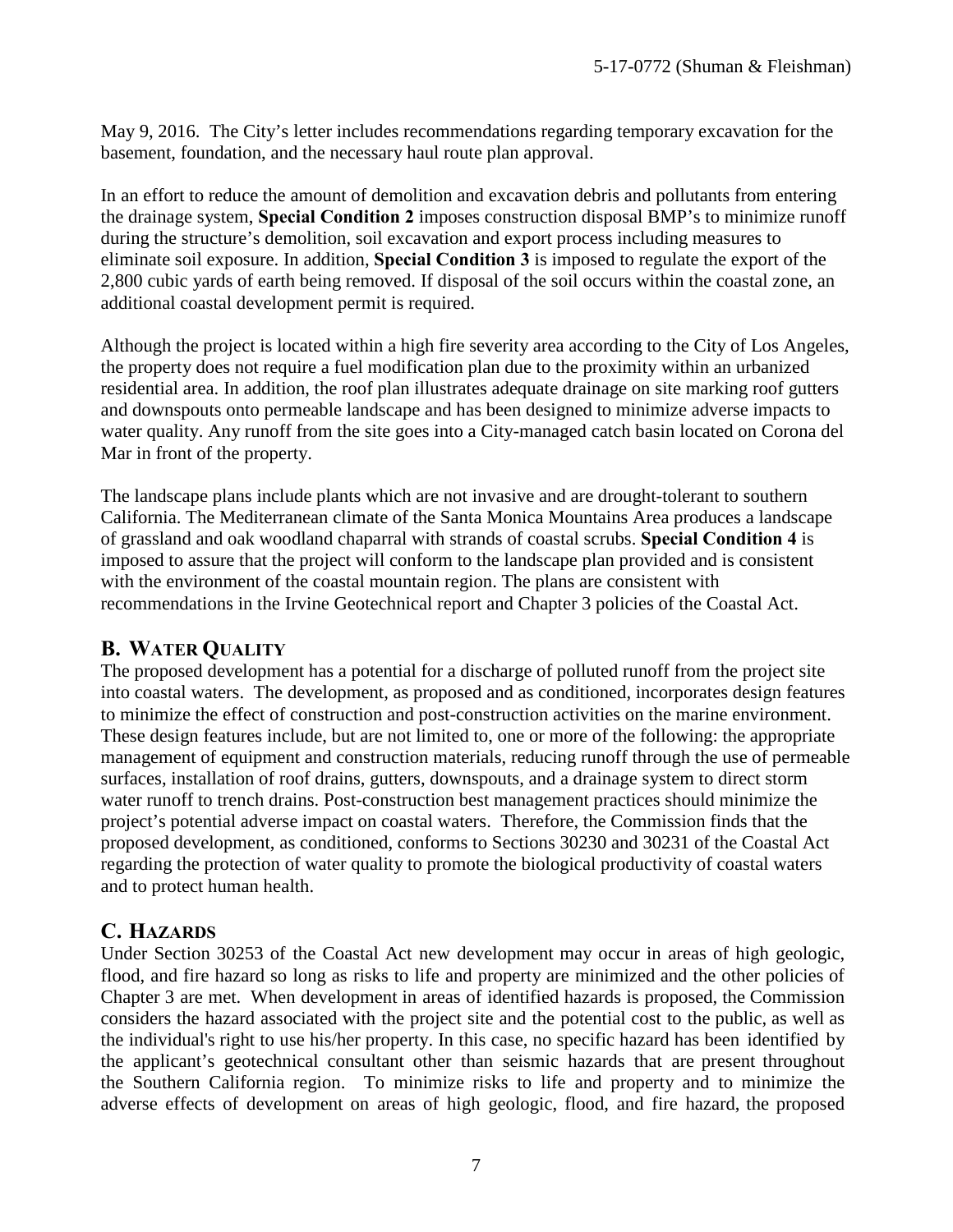May 9, 2016. The City's letter includes recommendations regarding temporary excavation for the basement, foundation, and the necessary haul route plan approval.

In an effort to reduce the amount of demolition and excavation debris and pollutants from entering the drainage system, **Special Condition 2** imposes construction disposal BMP's to minimize runoff during the structure's demolition, soil excavation and export process including measures to eliminate soil exposure. In addition, **Special Condition 3** is imposed to regulate the export of the 2,800 cubic yards of earth being removed. If disposal of the soil occurs within the coastal zone, an additional coastal development permit is required.

Although the project is located within a high fire severity area according to the City of Los Angeles, the property does not require a fuel modification plan due to the proximity within an urbanized residential area. In addition, the roof plan illustrates adequate drainage on site marking roof gutters and downspouts onto permeable landscape and has been designed to minimize adverse impacts to water quality. Any runoff from the site goes into a City-managed catch basin located on Corona del Mar in front of the property.

The landscape plans include plants which are not invasive and are drought-tolerant to southern California. The Mediterranean climate of the Santa Monica Mountains Area produces a landscape of grassland and oak woodland chaparral with strands of coastal scrubs. **Special Condition 4** is imposed to assure that the project will conform to the landscape plan provided and is consistent with the environment of the coastal mountain region. The plans are consistent with recommendations in the Irvine Geotechnical report and Chapter 3 policies of the Coastal Act.

## B. WATER QUALITY

The proposed development has a potential for a discharge of polluted runoff from the project site into coastal waters. The development, as proposed and as conditioned, incorporates design features to minimize the effect of construction and post-construction activities on the marine environment. These design features include, but are not limited to, one or more of the following: the appropriate management of equipment and construction materials, reducing runoff through the use of permeable surfaces, installation of roof drains, gutters, downspouts, and a drainage system to direct storm water runoff to trench drains. Post-construction best management practices should minimize the project's potential adverse impact on coastal waters. Therefore, the Commission finds that the proposed development, as conditioned, conforms to Sections 30230 and 30231 of the Coastal Act regarding the protection of water quality to promote the biological productivity of coastal waters and to protect human health.

## C. HAZARDS

Under Section 30253 of the Coastal Act new development may occur in areas of high geologic, flood, and fire hazard so long as risks to life and property are minimized and the other policies of Chapter 3 are met. When development in areas of identified hazards is proposed, the Commission considers the hazard associated with the project site and the potential cost to the public, as well as the individual's right to use his/her property. In this case, no specific hazard has been identified by the applicant's geotechnical consultant other than seismic hazards that are present throughout the Southern California region. To minimize risks to life and property and to minimize the adverse effects of development on areas of high geologic, flood, and fire hazard, the proposed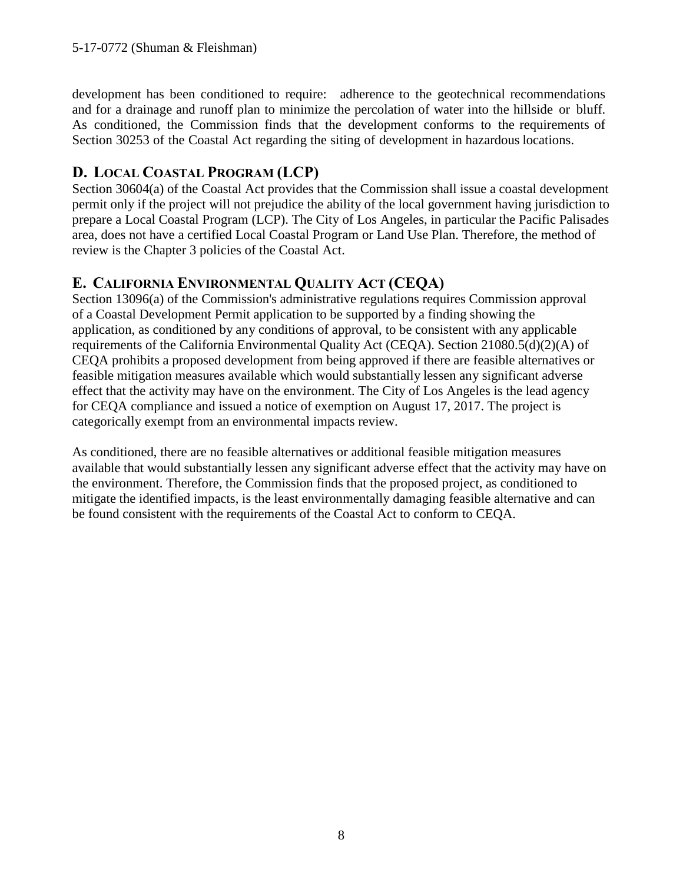development has been conditioned to require: adherence to the geotechnical recommendations and for a drainage and runoff plan to minimize the percolation of water into the hillside or bluff. As conditioned, the Commission finds that the development conforms to the requirements of Section 30253 of the Coastal Act regarding the siting of development in hazardous locations.

## D. LOCAL COASTAL PROGRAM (LCP)

Section 30604(a) of the Coastal Act provides that the Commission shall issue a coastal development permit only if the project will not prejudice the ability of the local government having jurisdiction to prepare a Local Coastal Program (LCP). The City of Los Angeles, in particular the Pacific Palisades area, does not have a certified Local Coastal Program or Land Use Plan. Therefore, the method of review is the Chapter 3 policies of the Coastal Act.

## E. CALIFORNIA ENVIRONMENTAL QUALITY ACT (CEQA)

Section 13096(a) of the Commission's administrative regulations requires Commission approval of a Coastal Development Permit application to be supported by a finding showing the application, as conditioned by any conditions of approval, to be consistent with any applicable requirements of the California Environmental Quality Act (CEQA). Section 21080.5(d)(2)(A) of CEQA prohibits a proposed development from being approved if there are feasible alternatives or feasible mitigation measures available which would substantially lessen any significant adverse effect that the activity may have on the environment. The City of Los Angeles is the lead agency for CEQA compliance and issued a notice of exemption on August 17, 2017. The project is categorically exempt from an environmental impacts review.

As conditioned, there are no feasible alternatives or additional feasible mitigation measures available that would substantially lessen any significant adverse effect that the activity may have on the environment. Therefore, the Commission finds that the proposed project, as conditioned to mitigate the identified impacts, is the least environmentally damaging feasible alternative and can be found consistent with the requirements of the Coastal Act to conform to CEQA.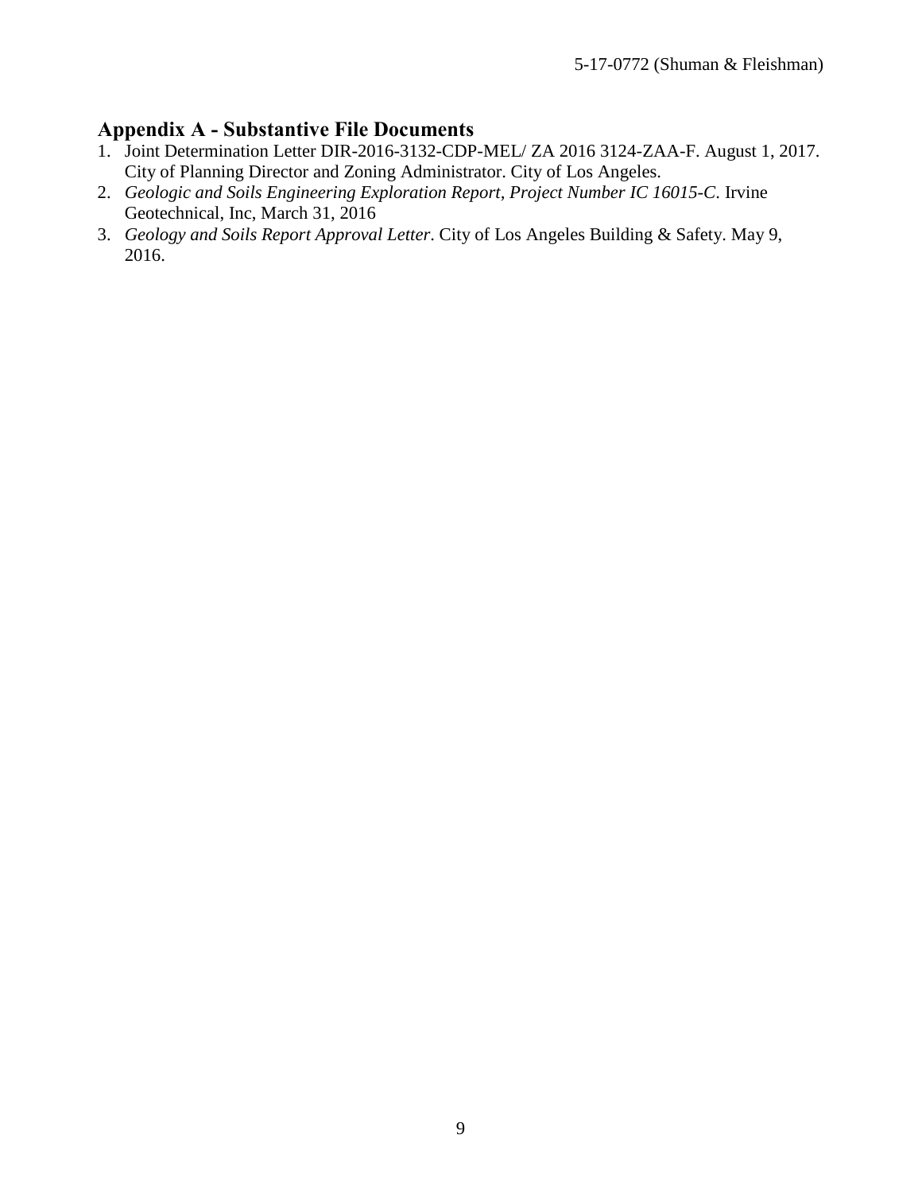## Appendix A - Substantive File Documents

1. Joint Determination Letter DIR-2016-3132-CDP-MEL/ ZA 2016 3124-ZAA-F. August 1, 2017. City of Planning Director and Zoning Administrator. City of Los Angeles.
2. *Geologic and Soils Engineering Exploration Report, Project Number IC 16015-C*. Irvine Geotechnical, Inc, March 31, 2016
3. *Geology and Soils Report Approval Letter*. City of Los Angeles Building & Safety. May 9, 2016.